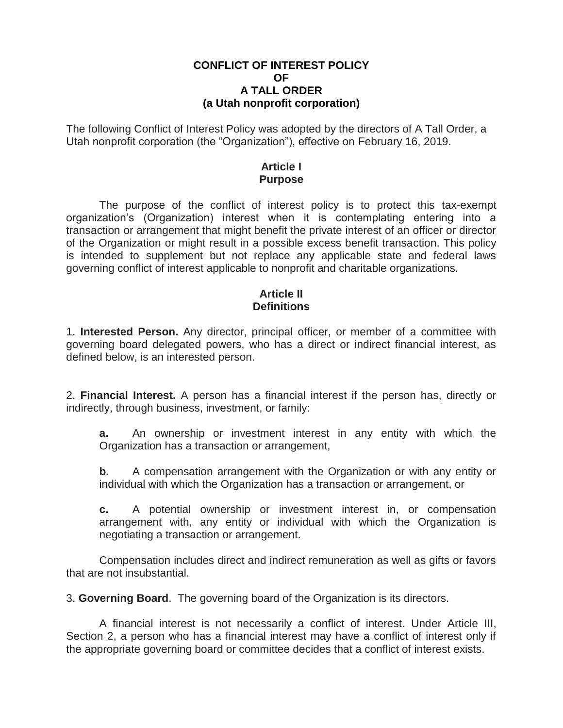# CONFLICT OF INTEREST POLICY
# OF
# A TALL ORDER
# (a Utah nonprofit corporation)

The following Conflict of Interest Policy was adopted by the directors of A Tall Order, a Utah nonprofit corporation (the "Organization"), effective on February 16, 2019.

## Article I
## Purpose

The purpose of the conflict of interest policy is to protect this tax-exempt organization's (Organization) interest when it is contemplating entering into a transaction or arrangement that might benefit the private interest of an officer or director of the Organization or might result in a possible excess benefit transaction. This policy is intended to supplement but not replace any applicable state and federal laws governing conflict of interest applicable to nonprofit and charitable organizations.

## Article II
## Definitions

1. **Interested Person.** Any director, principal officer, or member of a committee with governing board delegated powers, who has a direct or indirect financial interest, as defined below, is an interested person.

2. **Financial Interest.** A person has a financial interest if the person has, directly or indirectly, through business, investment, or family:

**a.** An ownership or investment interest in any entity with which the Organization has a transaction or arrangement,

**b.** A compensation arrangement with the Organization or with any entity or individual with which the Organization has a transaction or arrangement, or

**c.** A potential ownership or investment interest in, or compensation arrangement with, any entity or individual with which the Organization is negotiating a transaction or arrangement.

Compensation includes direct and indirect remuneration as well as gifts or favors that are not insubstantial.

3. **Governing Board**. The governing board of the Organization is its directors.

A financial interest is not necessarily a conflict of interest. Under Article III, Section 2, a person who has a financial interest may have a conflict of interest only if the appropriate governing board or committee decides that a conflict of interest exists.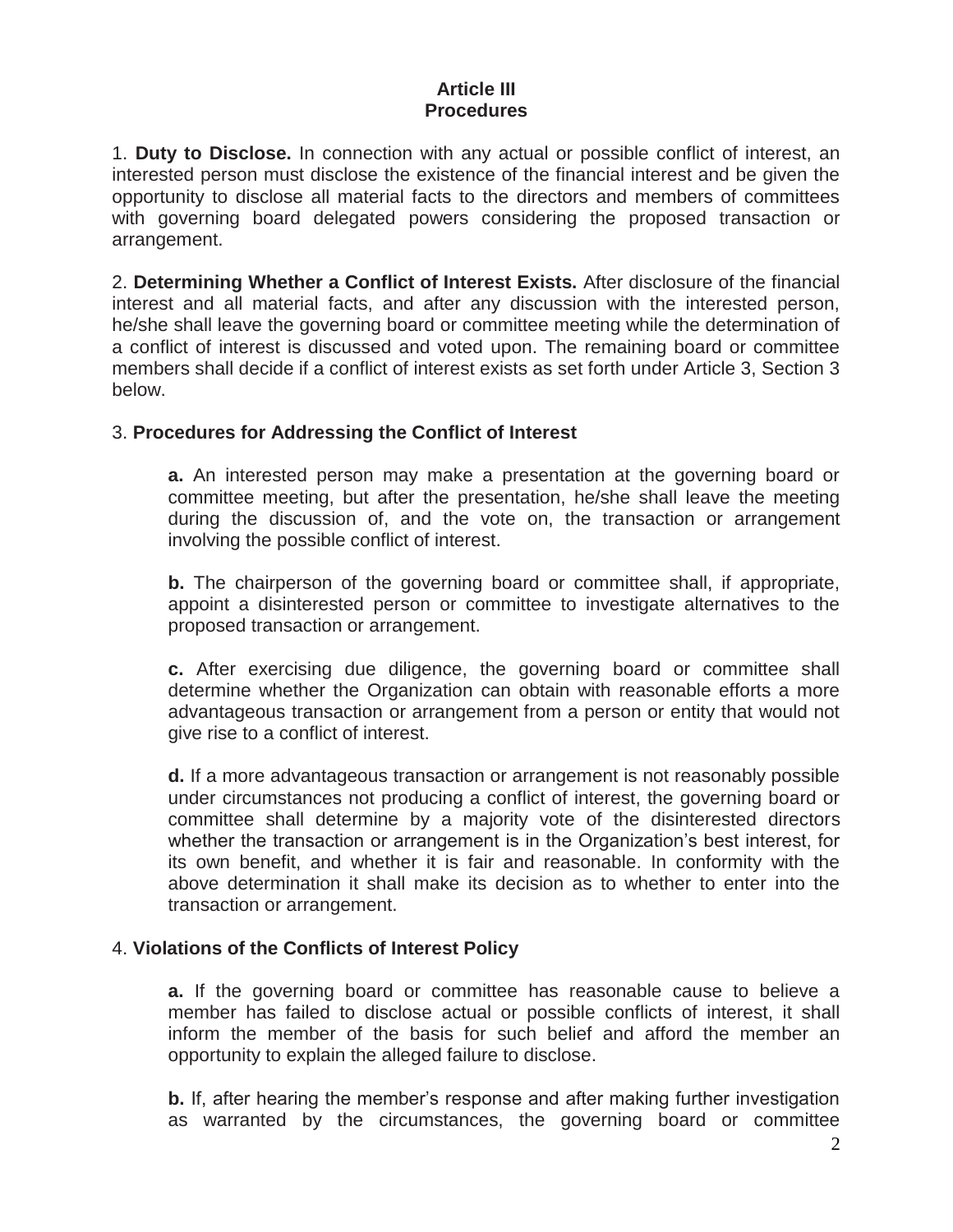## Article III
## Procedures

1. **Duty to Disclose.** In connection with any actual or possible conflict of interest, an interested person must disclose the existence of the financial interest and be given the opportunity to disclose all material facts to the directors and members of committees with governing board delegated powers considering the proposed transaction or arrangement.

2. **Determining Whether a Conflict of Interest Exists.** After disclosure of the financial interest and all material facts, and after any discussion with the interested person, he/she shall leave the governing board or committee meeting while the determination of a conflict of interest is discussed and voted upon. The remaining board or committee members shall decide if a conflict of interest exists as set forth under Article 3, Section 3 below.

3. **Procedures for Addressing the Conflict of Interest**

   **a.** An interested person may make a presentation at the governing board or committee meeting, but after the presentation, he/she shall leave the meeting during the discussion of, and the vote on, the transaction or arrangement involving the possible conflict of interest.

   **b.** The chairperson of the governing board or committee shall, if appropriate, appoint a disinterested person or committee to investigate alternatives to the proposed transaction or arrangement.

   **c.** After exercising due diligence, the governing board or committee shall determine whether the Organization can obtain with reasonable efforts a more advantageous transaction or arrangement from a person or entity that would not give rise to a conflict of interest.

   **d.** If a more advantageous transaction or arrangement is not reasonably possible under circumstances not producing a conflict of interest, the governing board or committee shall determine by a majority vote of the disinterested directors whether the transaction or arrangement is in the Organization's best interest, for its own benefit, and whether it is fair and reasonable. In conformity with the above determination it shall make its decision as to whether to enter into the transaction or arrangement.

4. **Violations of the Conflicts of Interest Policy**

   **a.** If the governing board or committee has reasonable cause to believe a member has failed to disclose actual or possible conflicts of interest, it shall inform the member of the basis for such belief and afford the member an opportunity to explain the alleged failure to disclose.

   **b.** If, after hearing the member's response and after making further investigation as warranted by the circumstances, the governing board or committee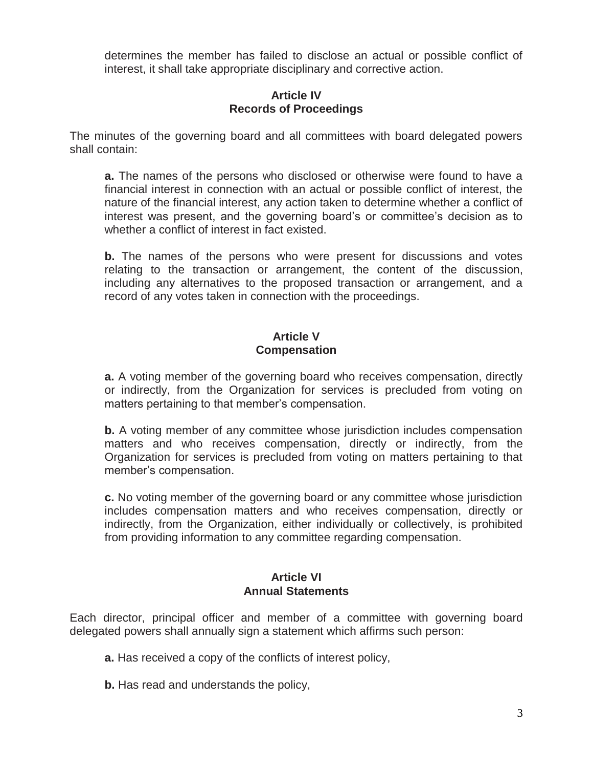determines the member has failed to disclose an actual or possible conflict of interest, it shall take appropriate disciplinary and corrective action.

## Article IV
## Records of Proceedings

The minutes of the governing board and all committees with board delegated powers shall contain:

**a.** The names of the persons who disclosed or otherwise were found to have a financial interest in connection with an actual or possible conflict of interest, the nature of the financial interest, any action taken to determine whether a conflict of interest was present, and the governing board's or committee's decision as to whether a conflict of interest in fact existed.

**b.** The names of the persons who were present for discussions and votes relating to the transaction or arrangement, the content of the discussion, including any alternatives to the proposed transaction or arrangement, and a record of any votes taken in connection with the proceedings.

## Article V
## Compensation

**a.** A voting member of the governing board who receives compensation, directly or indirectly, from the Organization for services is precluded from voting on matters pertaining to that member's compensation.

**b.** A voting member of any committee whose jurisdiction includes compensation matters and who receives compensation, directly or indirectly, from the Organization for services is precluded from voting on matters pertaining to that member's compensation.

**c.** No voting member of the governing board or any committee whose jurisdiction includes compensation matters and who receives compensation, directly or indirectly, from the Organization, either individually or collectively, is prohibited from providing information to any committee regarding compensation.

## Article VI
## Annual Statements

Each director, principal officer and member of a committee with governing board delegated powers shall annually sign a statement which affirms such person:

**a.** Has received a copy of the conflicts of interest policy,

**b.** Has read and understands the policy,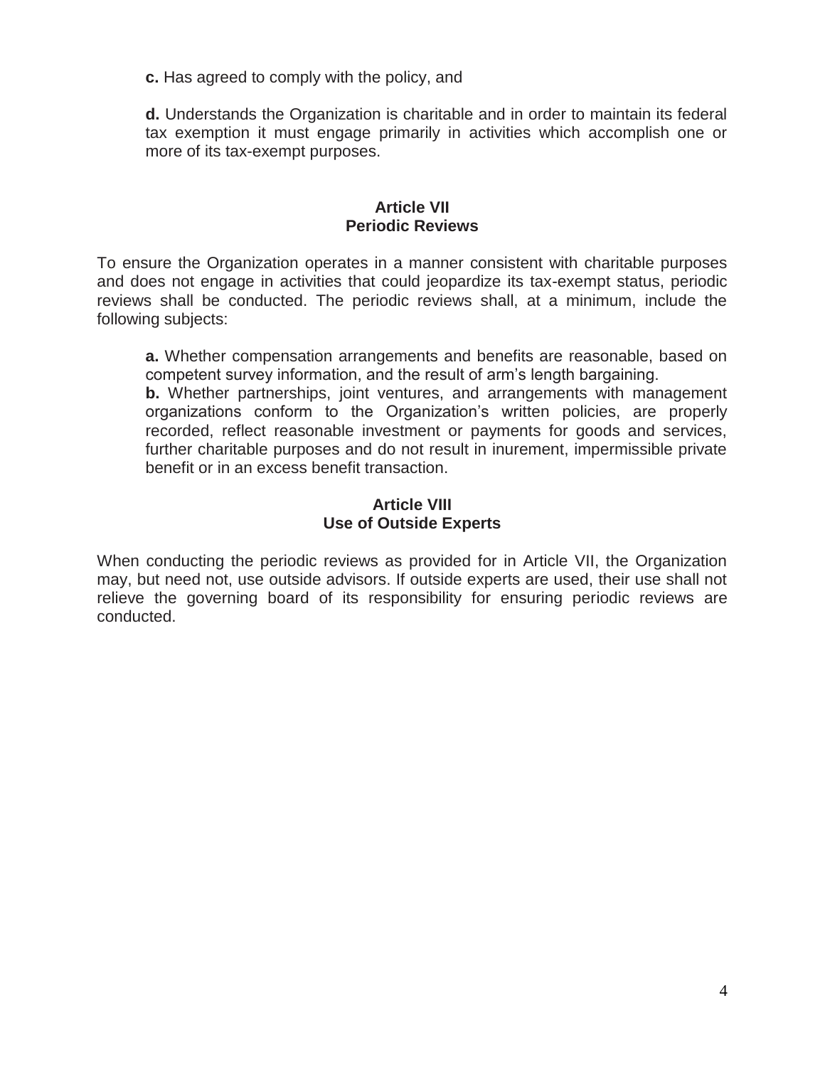**c.** Has agreed to comply with the policy, and

**d.** Understands the Organization is charitable and in order to maintain its federal tax exemption it must engage primarily in activities which accomplish one or more of its tax-exempt purposes.

## Article VII
## Periodic Reviews

To ensure the Organization operates in a manner consistent with charitable purposes and does not engage in activities that could jeopardize its tax-exempt status, periodic reviews shall be conducted. The periodic reviews shall, at a minimum, include the following subjects:

**a.** Whether compensation arrangements and benefits are reasonable, based on competent survey information, and the result of arm's length bargaining.

**b.** Whether partnerships, joint ventures, and arrangements with management organizations conform to the Organization's written policies, are properly recorded, reflect reasonable investment or payments for goods and services, further charitable purposes and do not result in inurement, impermissible private benefit or in an excess benefit transaction.

## Article VIII
## Use of Outside Experts

When conducting the periodic reviews as provided for in Article VII, the Organization may, but need not, use outside advisors. If outside experts are used, their use shall not relieve the governing board of its responsibility for ensuring periodic reviews are conducted.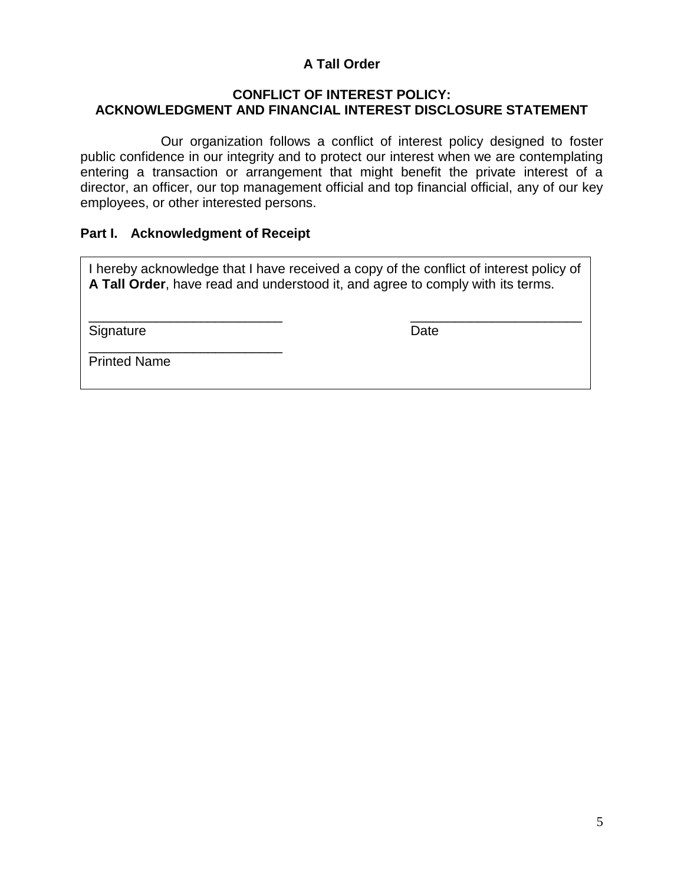**A Tall Order**

## CONFLICT OF INTEREST POLICY: ACKNOWLEDGMENT AND FINANCIAL INTEREST DISCLOSURE STATEMENT

Our organization follows a conflict of interest policy designed to foster public confidence in our integrity and to protect our interest when we are contemplating entering a transaction or arrangement that might benefit the private interest of a director, an officer, our top management official and top financial official, any of our key employees, or other interested persons.

### Part I. Acknowledgment of Receipt

I hereby acknowledge that I have received a copy of the conflict of interest policy of **A Tall Order**, have read and understood it, and agree to comply with its terms.

___________________________ ________________________
Signature Date

___________________________
Printed Name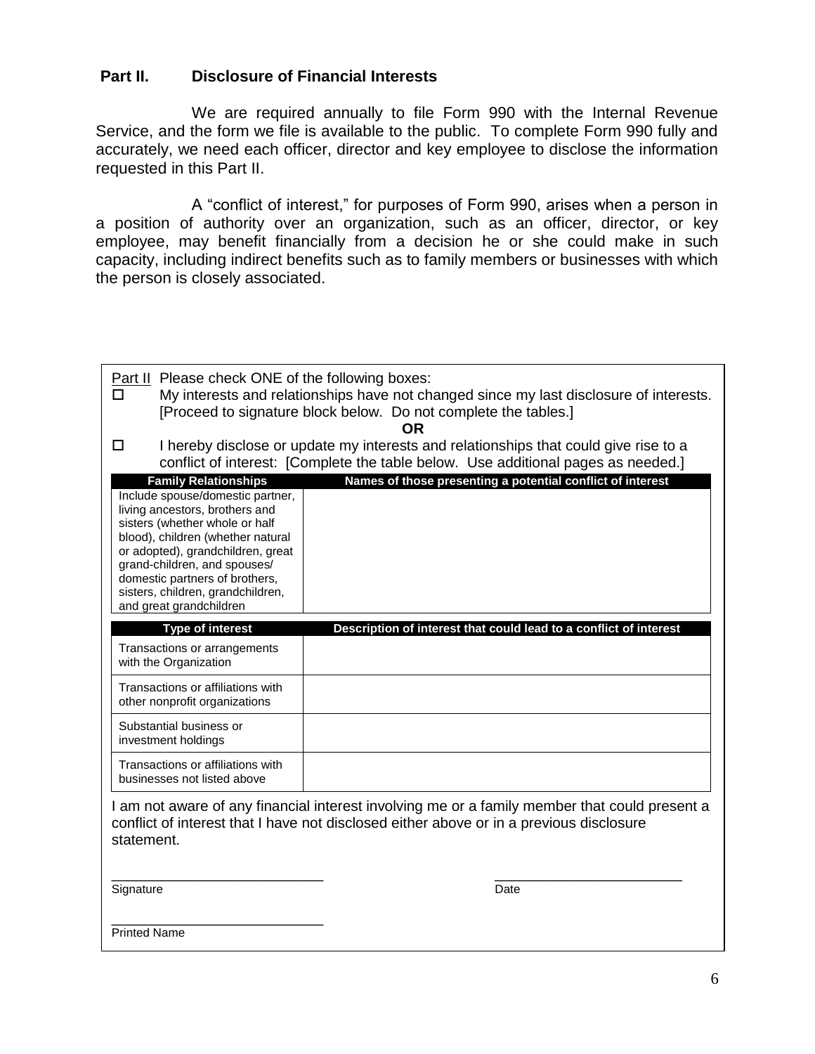## Part II. Disclosure of Financial Interests

We are required annually to file Form 990 with the Internal Revenue Service, and the form we file is available to the public. To complete Form 990 fully and accurately, we need each officer, director and key employee to disclose the information requested in this Part II.

A "conflict of interest," for purposes of Form 990, arises when a person in a position of authority over an organization, such as an officer, director, or key employee, may benefit financially from a decision he or she could make in such capacity, including indirect benefits such as to family members or businesses with which the person is closely associated.

Part II Please check ONE of the following boxes:

☐ My interests and relationships have not changed since my last disclosure of interests. [Proceed to signature block below. Do not complete the tables.]

**OR**

☐ I hereby disclose or update my interests and relationships that could give rise to a conflict of interest: [Complete the table below. Use additional pages as needed.]

| Family Relationships | Names of those presenting a potential conflict of interest |
|---|---|
| Include spouse/domestic partner, living ancestors, brothers and sisters (whether whole or half blood), children (whether natural or adopted), grandchildren, great grand-children, and spouses/ domestic partners of brothers, sisters, children, grandchildren, and great grandchildren | |

| Type of interest | Description of interest that could lead to a conflict of interest |
|---|---|
| Transactions or arrangements with the Organization | |
| Transactions or affiliations with other nonprofit organizations | |
| Substantial business or investment holdings | |
| Transactions or affiliations with businesses not listed above | |

I am not aware of any financial interest involving me or a family member that could present a conflict of interest that I have not disclosed either above or in a previous disclosure statement.

\_\_\_\_\_\_\_\_\_\_\_\_\_\_\_\_\_\_\_\_\_\_\_\_\_\_\_\_ \_\_\_\_\_\_\_\_\_\_\_\_\_\_\_\_\_\_\_\_\_\_\_\_\_

Signature Date

\_\_\_\_\_\_\_\_\_\_\_\_\_\_\_\_\_\_\_\_\_\_\_\_\_\_\_\_

Printed Name